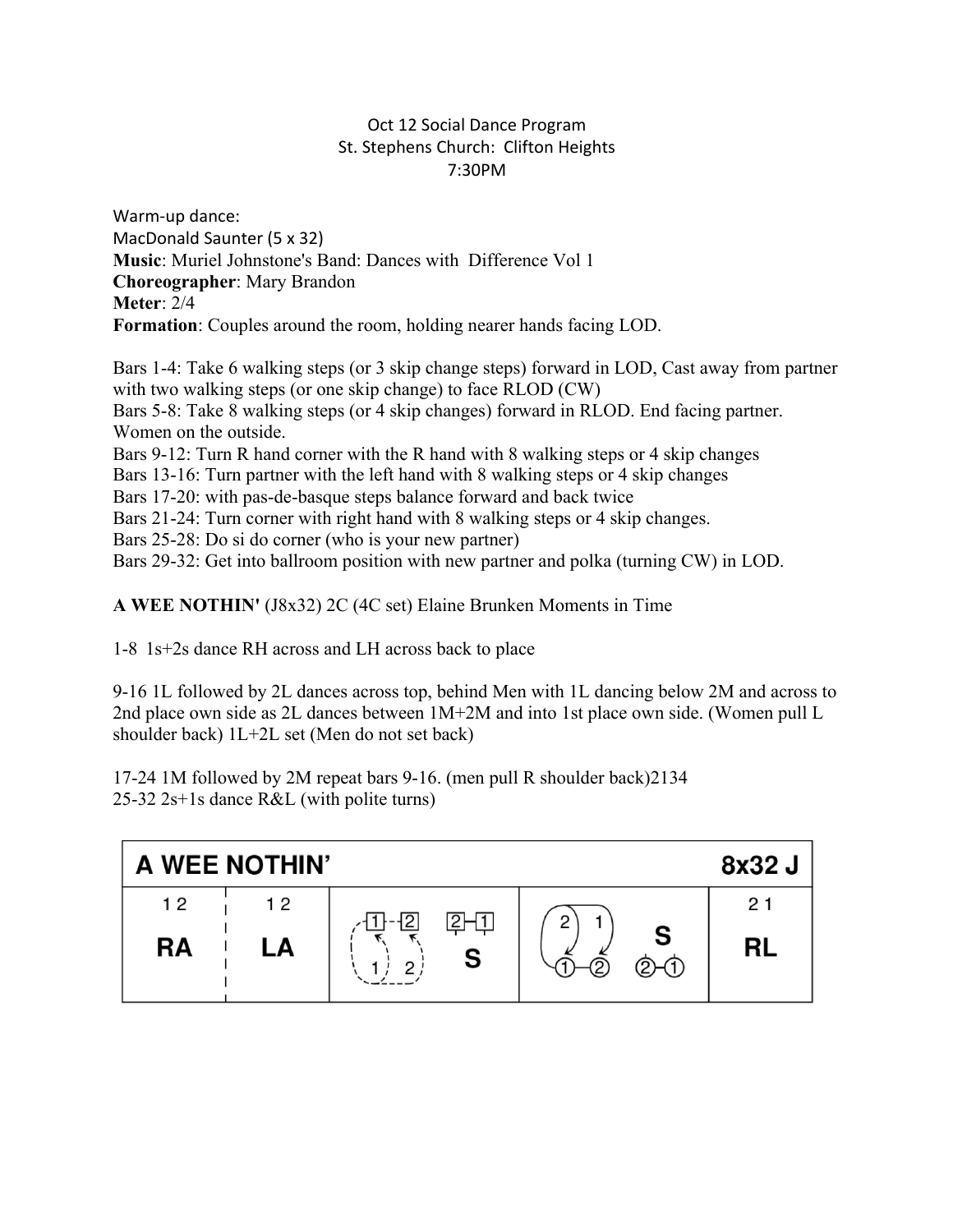Oct 12 Social Dance Program
St. Stephens Church: Clifton Heights
7:30PM

Warm-up dance:
MacDonald Saunter (5 x 32)
**Music**: Muriel Johnstone's Band: Dances with Difference Vol 1
**Choreographer**: Mary Brandon
**Meter**: 2/4
**Formation**: Couples around the room, holding nearer hands facing LOD.

Bars 1-4: Take 6 walking steps (or 3 skip change steps) forward in LOD, Cast away from partner with two walking steps (or one skip change) to face RLOD (CW)
Bars 5-8: Take 8 walking steps (or 4 skip changes) forward in RLOD. End facing partner. Women on the outside.
Bars 9-12: Turn R hand corner with the R hand with 8 walking steps or 4 skip changes
Bars 13-16: Turn partner with the left hand with 8 walking steps or 4 skip changes
Bars 17-20: with pas-de-basque steps balance forward and back twice
Bars 21-24: Turn corner with right hand with 8 walking steps or 4 skip changes.
Bars 25-28: Do si do corner (who is your new partner)
Bars 29-32: Get into ballroom position with new partner and polka (turning CW) in LOD.

**A WEE NOTHIN'** (J8x32) 2C (4C set) Elaine Brunken Moments in Time

1-8 1s+2s dance RH across and LH across back to place

9-16 1L followed by 2L dances across top, behind Men with 1L dancing below 2M and across to 2nd place own side as 2L dances between 1M+2M and into 1st place own side. (Women pull L shoulder back) 1L+2L set (Men do not set back)

17-24 1M followed by 2M repeat bars 9-16. (men pull R shoulder back)2134
25-32 2s+1s dance R&L (with polite turns)

| A WEE NOTHIN' | | | | 8x32 J |
|---|---|---|---|---|
| 1 2<br>RA | 1 2<br>LA | [diagram] S | [diagram] S | 2 1<br>RL |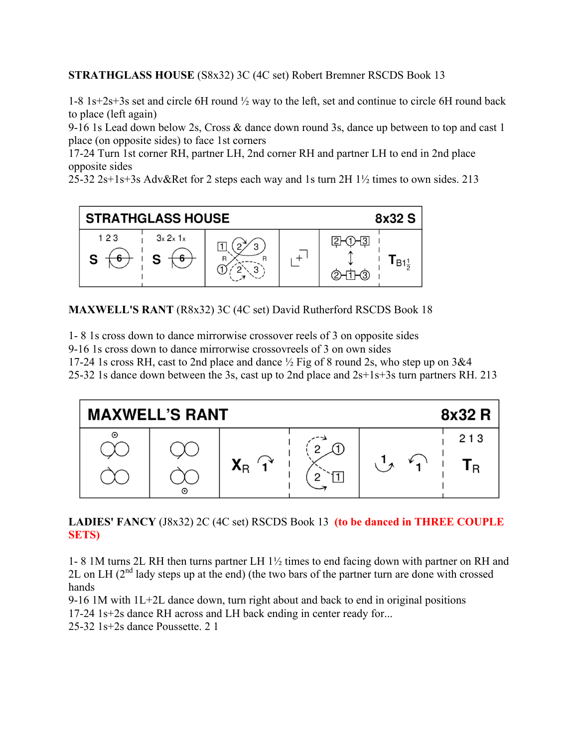**STRATHGLASS HOUSE** (S8x32) 3C (4C set) Robert Bremner RSCDS Book 13

1-8 1s+2s+3s set and circle 6H round ½ way to the left, set and continue to circle 6H round back to place (left again)
9-16 1s Lead down below 2s, Cross & dance down round 3s, dance up between to top and cast 1 place (on opposite sides) to face 1st corners
17-24 Turn 1st corner RH, partner LH, 2nd corner RH and partner LH to end in 2nd place opposite sides
25-32 2s+1s+3s Adv&Ret for 2 steps each way and 1s turn 2H 1½ times to own sides. 213

| STRATHGLASS HOUSE | | | | | 8x32 S |
|---|---|---|---|---|---|
| 1 2 3 S 6 | 3x 2x 1x S 6 | 1 2 3 R R 1 2 3 | + | 2-1-3 ↕ 2-1-3 | $T_{B1\frac{1}{2}}$ |

**MAXWELL'S RANT** (R8x32) 3C (4C set) David Rutherford RSCDS Book 18

1- 8 1s cross down to dance mirrorwise crossover reels of 3 on opposite sides
9-16 1s cross down to dance mirrorwise crossovreels of 3 on own sides
17-24 1s cross RH, cast to 2nd place and dance ½ Fig of 8 round 2s, who step up on 3&4
25-32 1s dance down between the 3s, cast up to 2nd place and 2s+1s+3s turn partners RH. 213

| MAXWELL'S RANT | | | | | 8x32 R |
|---|---|---|---|---|---|
| | | $X_R$ 1 | 2 1 2 1 | 1 1 | 2 1 3 $T_R$ |

**LADIES' FANCY** (J8x32) 2C (4C set) RSCDS Book 13 **(to be danced in THREE COUPLE SETS)**

1- 8 1M turns 2L RH then turns partner LH 1½ times to end facing down with partner on RH and 2L on LH (2nd lady steps up at the end) (the two bars of the partner turn are done with crossed hands
9-16 1M with 1L+2L dance down, turn right about and back to end in original positions
17-24 1s+2s dance RH across and LH back ending in center ready for...
25-32 1s+2s dance Poussette. 2 1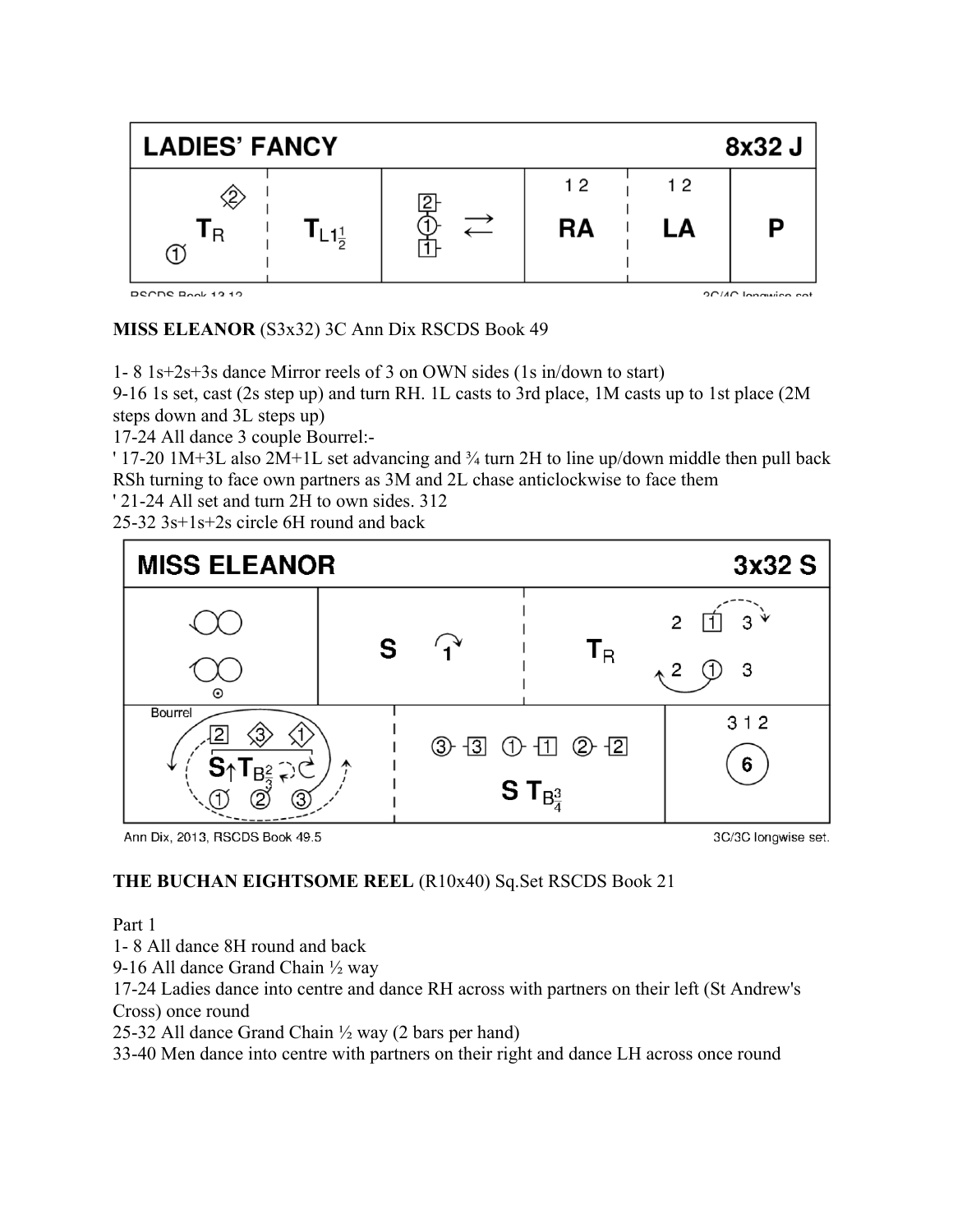**LADIES' FANCY** 8x32 J

| | | | | | |
|---|---|---|---|---|---|
| ② ① $T_R$ | $T_{L1\frac{1}{2}}$ | 2 ① 1 ⇄ | 1 2 RA | 1 2 LA | P |

RSCDS Book 13.12 — 3C/4C longwise set

**MISS ELEANOR** (S3x32) 3C Ann Dix RSCDS Book 49

1- 8 1s+2s+3s dance Mirror reels of 3 on OWN sides (1s in/down to start)
9-16 1s set, cast (2s step up) and turn RH. 1L casts to 3rd place, 1M casts up to 1st place (2M steps down and 3L steps up)
17-24 All dance 3 couple Bourrel:-
' 17-20 1M+3L also 2M+1L set advancing and ¾ turn 2H to line up/down middle then pull back RSh turning to face own partners as 3M and 2L chase anticlockwise to face them
' 21-24 All set and turn 2H to own sides. 312
25-32 3s+1s+2s circle 6H round and back

**MISS ELEANOR** 3x32 S

| | | | |
|---|---|---|---|
| Mirror reels | S 1 (cast) | $T_R$ | 2 1 3 / 2 ① 3 |
| Bourrel: 2 ◇ ◇ / $S_\uparrow T_{B\frac{2}{3}}$ / ① ② ③ | ③-3 ①-1 ②-2 / S $T_{B\frac{3}{4}}$ | | 3 1 2 / ⑥ |

Ann Dix, 2013, RSCDS Book 49.5 — 3C/3C longwise set.

**THE BUCHAN EIGHTSOME REEL** (R10x40) Sq.Set RSCDS Book 21

Part 1
1- 8 All dance 8H round and back
9-16 All dance Grand Chain ½ way
17-24 Ladies dance into centre and dance RH across with partners on their left (St Andrew's Cross) once round
25-32 All dance Grand Chain ½ way (2 bars per hand)
33-40 Men dance into centre with partners on their right and dance LH across once round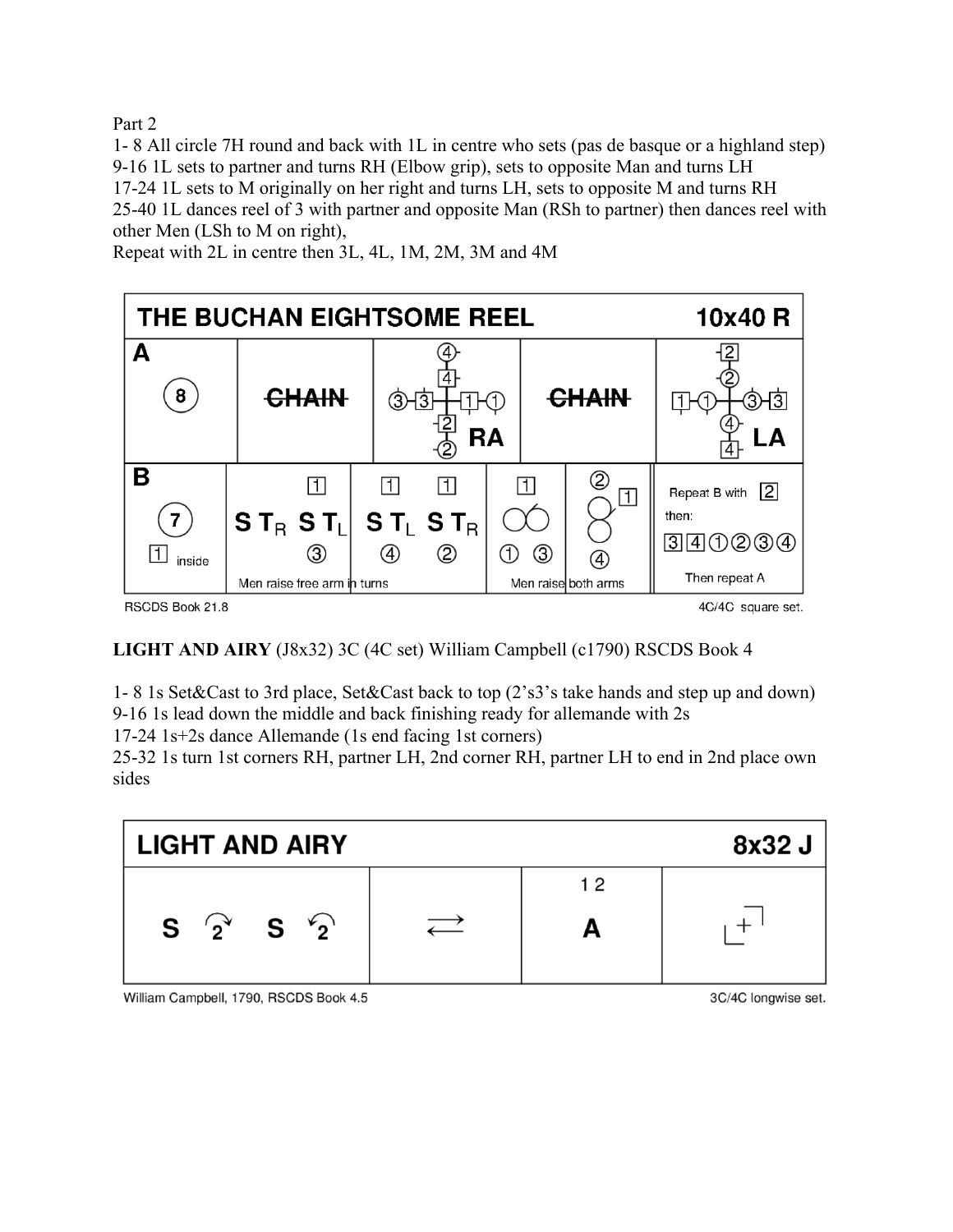Part 2

1- 8 All circle 7H round and back with 1L in centre who sets (pas de basque or a highland step)
9-16 1L sets to partner and turns RH (Elbow grip), sets to opposite Man and turns LH
17-24 1L sets to M originally on her right and turns LH, sets to opposite M and turns RH
25-40 1L dances reel of 3 with partner and opposite Man (RSh to partner) then dances reel with other Men (LSh to M on right),
Repeat with 2L in centre then 3L, 4L, 1M, 2M, 3M and 4M

| THE BUCHAN EIGHTSOME REEL | | | | | | 10x40 R |
|---|---|---|---|---|---|---|
| **A** 8 | CHAIN | RA | | CHAIN | LA | |
| **B** 7 (1 inside) | 1: S T$_R$ S T$_L$ (3) | 1: S T$_L$ (4) · 1: S T$_R$ (2) | 1: reel (1) (3) | reel (2) 1 (4) | | Repeat B with 2 then: 3 4 ① ② ③ ④ — Then repeat A |
| | Men raise free arm in turns | | Men raise both arms | | | |

RSCDS Book 21.8 — 4C/4C square set.

**LIGHT AND AIRY** (J8x32) 3C (4C set) William Campbell (c1790) RSCDS Book 4

1- 8 1s Set&Cast to 3rd place, Set&Cast back to top (2's3's take hands and step up and down)
9-16 1s lead down the middle and back finishing ready for allemande with 2s
17-24 1s+2s dance Allemande (1s end facing 1st corners)
25-32 1s turn 1st corners RH, partner LH, 2nd corner RH, partner LH to end in 2nd place own sides

| LIGHT AND AIRY | | | 8x32 J |
|---|---|---|---|
| S 2↷ S 2↶ | ⇄ | 1 2 A | turn corners |

William Campbell, 1790, RSCDS Book 4.5 — 3C/4C longwise set.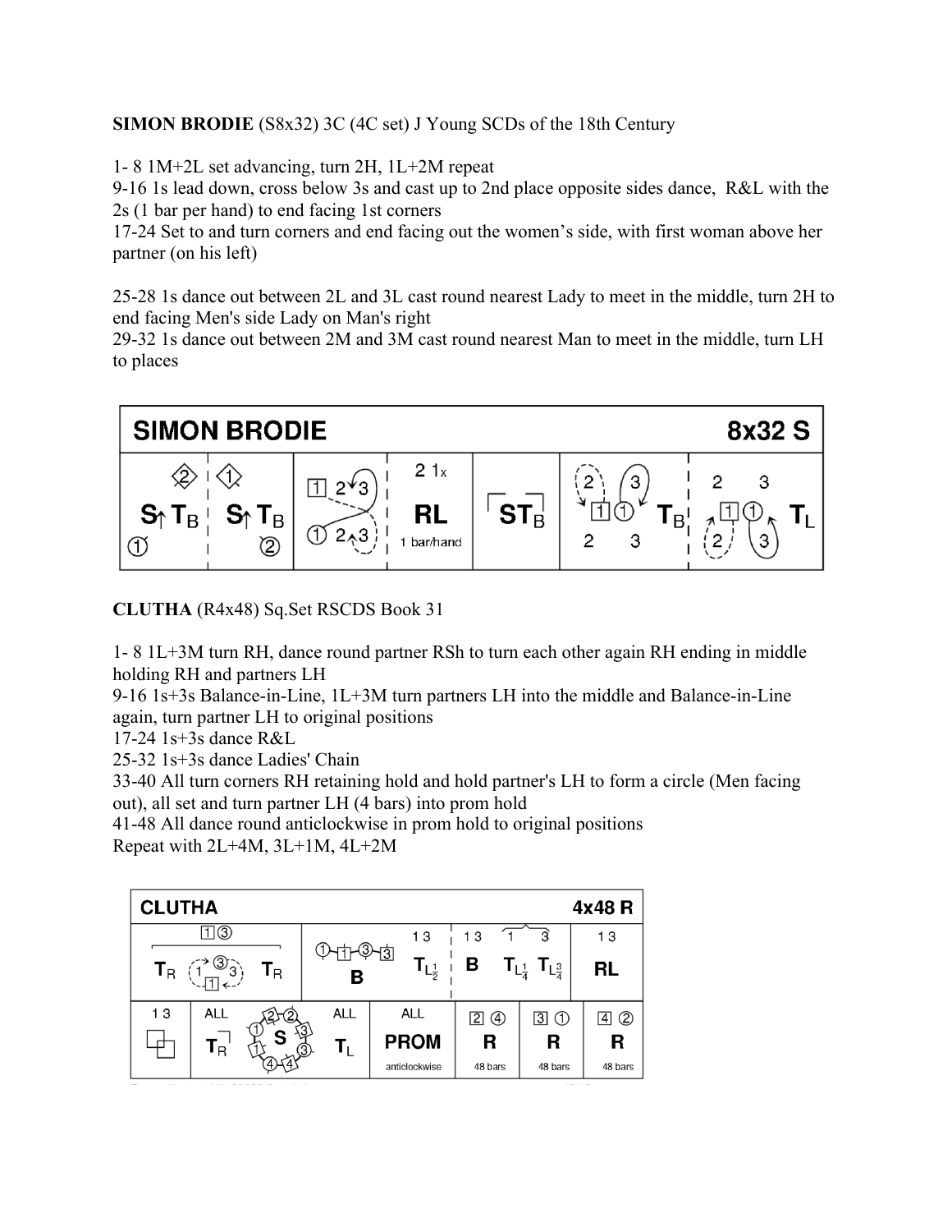**SIMON BRODIE** (S8x32) 3C (4C set) J Young SCDs of the 18th Century

1- 8 1M+2L set advancing, turn 2H, 1L+2M repeat
9-16 1s lead down, cross below 3s and cast up to 2nd place opposite sides dance, R&L with the 2s (1 bar per hand) to end facing 1st corners
17-24 Set to and turn corners and end facing out the women's side, with first woman above her partner (on his left)

25-28 1s dance out between 2L and 3L cast round nearest Lady to meet in the middle, turn 2H to end facing Men's side Lady on Man's right
29-32 1s dance out between 2M and 3M cast round nearest Man to meet in the middle, turn LH to places

**CLUTHA** (R4x48) Sq.Set RSCDS Book 31

1- 8 1L+3M turn RH, dance round partner RSh to turn each other again RH ending in middle holding RH and partners LH
9-16 1s+3s Balance-in-Line, 1L+3M turn partners LH into the middle and Balance-in-Line again, turn partner LH to original positions
17-24 1s+3s dance R&L
25-32 1s+3s dance Ladies' Chain
33-40 All turn corners RH retaining hold and hold partner's LH to form a circle (Men facing out), all set and turn partner LH (4 bars) into prom hold
41-48 All dance round anticlockwise in prom hold to original positions
Repeat with 2L+4M, 3L+1M, 4L+2M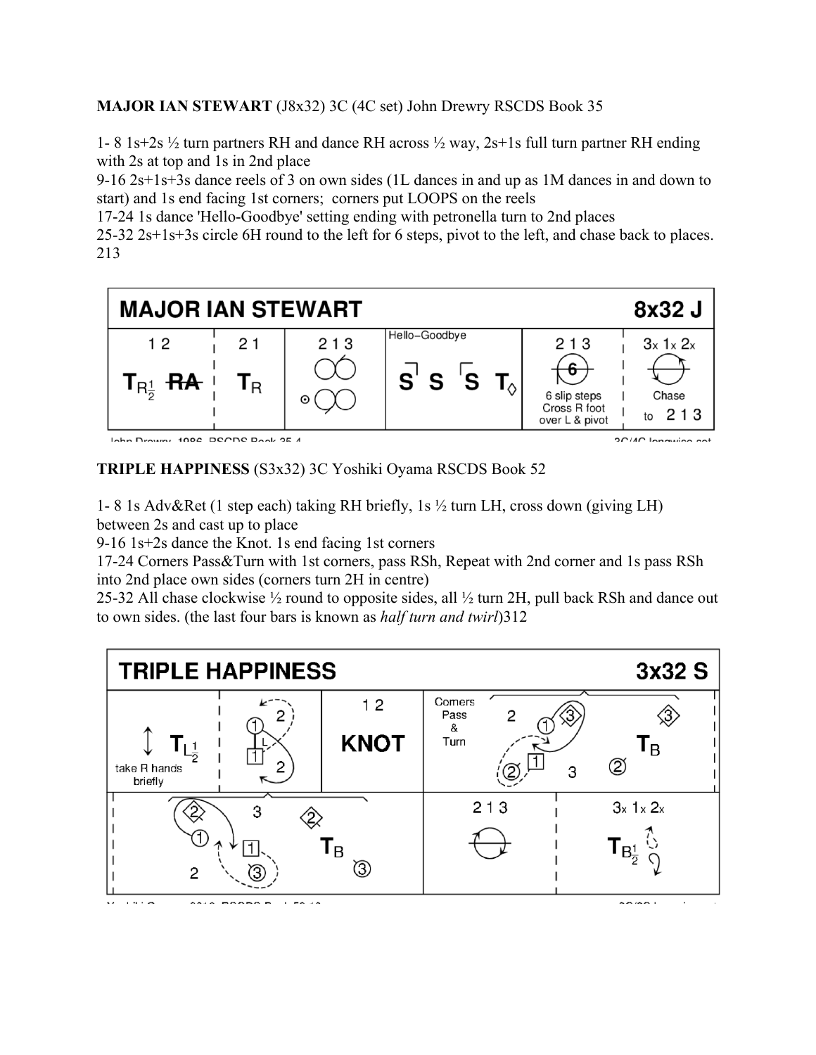**MAJOR IAN STEWART** (J8x32) 3C (4C set) John Drewry RSCDS Book 35

1- 8 1s+2s ½ turn partners RH and dance RH across ½ way, 2s+1s full turn partner RH ending with 2s at top and 1s in 2nd place

9-16 2s+1s+3s dance reels of 3 on own sides (1L dances in and up as 1M dances in and down to start) and 1s end facing 1st corners; corners put LOOPS on the reels

17-24 1s dance 'Hello-Goodbye' setting ending with petronella turn to 2nd places

25-32 2s+1s+3s circle 6H round to the left for 6 steps, pivot to the left, and chase back to places. 213

| MAJOR IAN STEWART | | | | | 8x32 J |
|---|---|---|---|---|---|
| 1 2 | 2 1 | 2 1 3 | Hello–Goodbye | 2 1 3 | 3x 1x 2x |
| $T_{R\frac{1}{2}}$ RA | $T_R$ | reels of 3 | S S S T◊ | 6 — 6 slip steps Cross R foot over L & pivot | Chase to 2 1 3 |

**TRIPLE HAPPINESS** (S3x32) 3C Yoshiki Oyama RSCDS Book 52

1- 8 1s Adv&Ret (1 step each) taking RH briefly, 1s ½ turn LH, cross down (giving LH) between 2s and cast up to place

9-16 1s+2s dance the Knot. 1s end facing 1st corners

17-24 Corners Pass&Turn with 1st corners, pass RSh, Repeat with 2nd corner and 1s pass RSh into 2nd place own sides (corners turn 2H in centre)

25-32 All chase clockwise ½ round to opposite sides, all ½ turn 2H, pull back RSh and dance out to own sides. (the last four bars is known as *half turn and twirl*)312

| TRIPLE HAPPINESS | | | | 3x32 S |
|---|---|---|---|---|
| ↕ $T_{L\frac{1}{2}}$ take R hands briefly | 1s cross down, cast up | 1 2 KNOT | Corners Pass & Turn | $T_B$ |
| | | Corners Pass & Turn | | $T_B$ |
| | | 2 1 3 chase | | 3x 1x 2x $T_{B\frac{1}{2}}$ |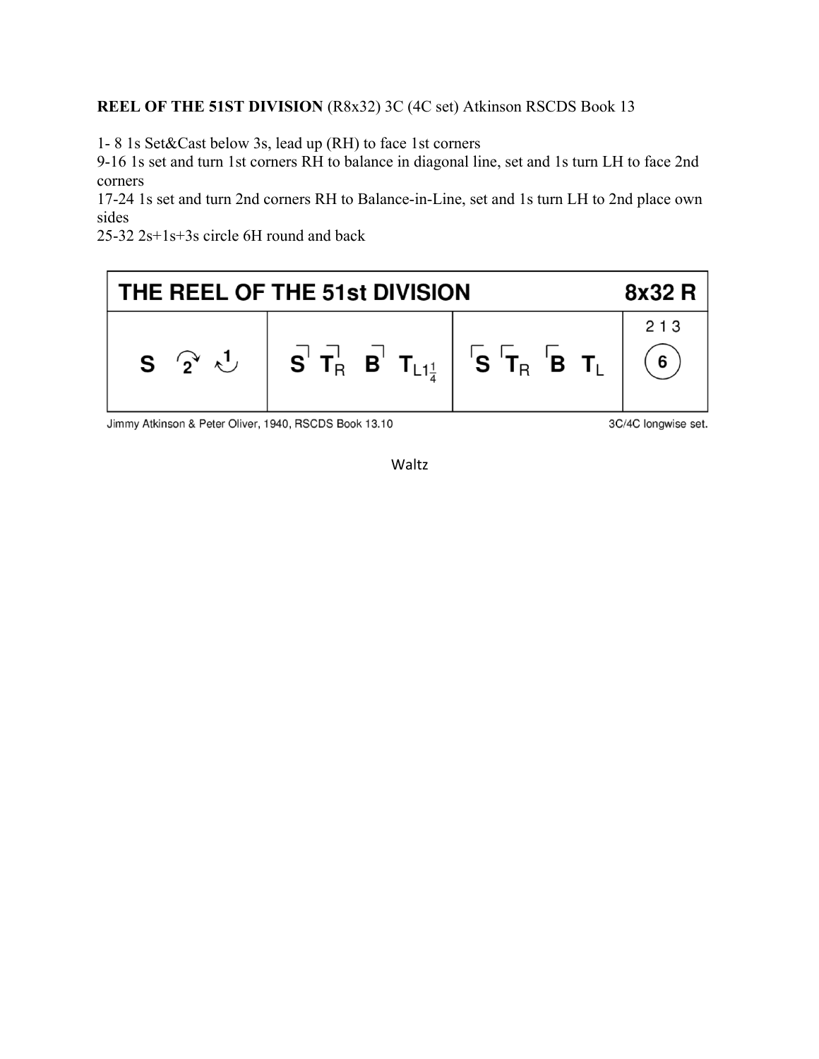**REEL OF THE 51ST DIVISION** (R8x32) 3C (4C set) Atkinson RSCDS Book 13

1- 8 1s Set&Cast below 3s, lead up (RH) to face 1st corners
9-16 1s set and turn 1st corners RH to balance in diagonal line, set and 1s turn LH to face 2nd corners
17-24 1s set and turn 2nd corners RH to Balance-in-Line, set and 1s turn LH to 2nd place own sides
25-32 2s+1s+3s circle 6H round and back

| THE REEL OF THE 51st DIVISION | | | 8x32 R |
|---|---|---|---|
| S 2 1 | S T<sub>R</sub> B T<sub>L1¼</sub> | S T<sub>R</sub> B T<sub>L</sub> | 2 1 3 (6) |

Jimmy Atkinson & Peter Oliver, 1940, RSCDS Book 13.10

3C/4C longwise set.

Waltz